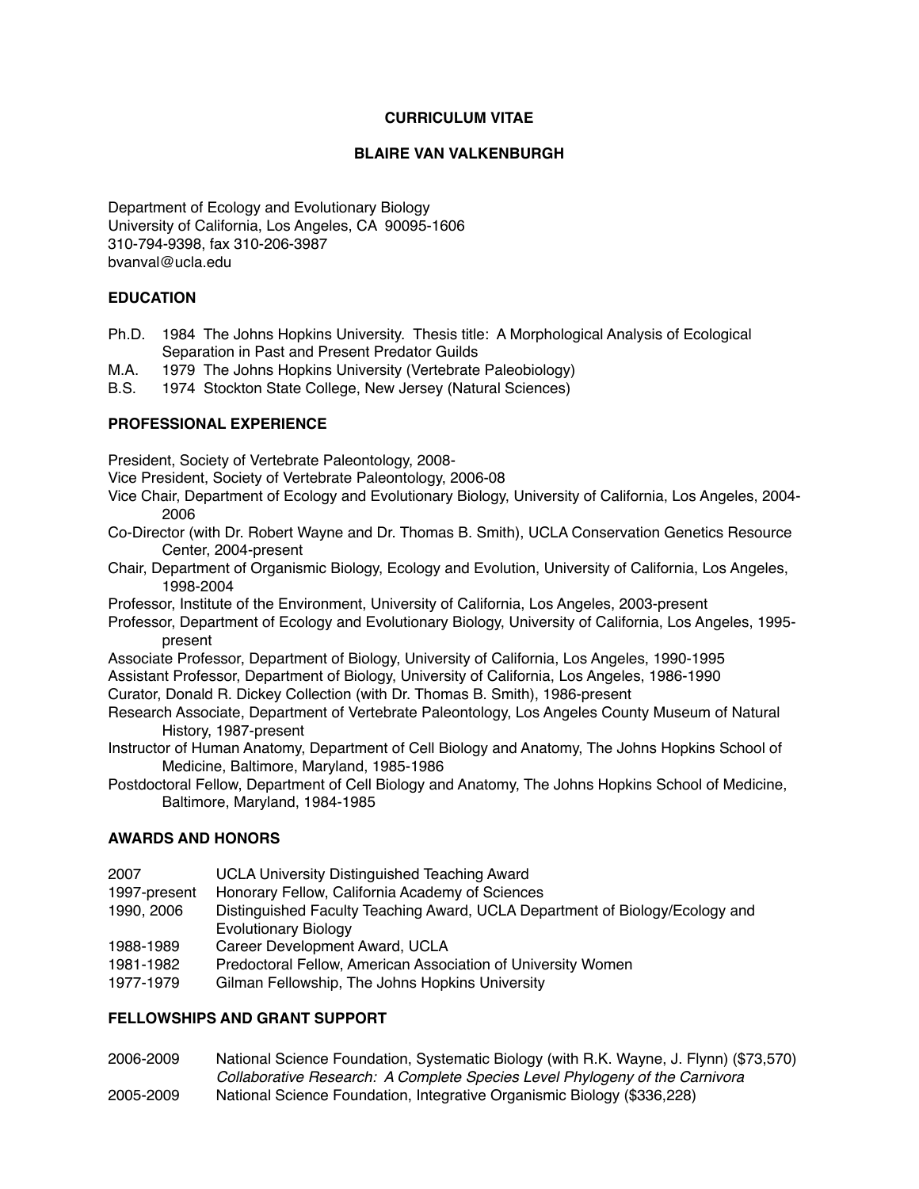# CURRICULUM VITAE

## BLAIRE VAN VALKENBURGH

Department of Ecology and Evolutionary Biology
University of California, Los Angeles, CA 90095-1606
310-794-9398, fax 310-206-3987
bvanval@ucla.edu

### EDUCATION

Ph.D. 1984 The Johns Hopkins University. Thesis title: A Morphological Analysis of Ecological Separation in Past and Present Predator Guilds
M.A. 1979 The Johns Hopkins University (Vertebrate Paleobiology)
B.S. 1974 Stockton State College, New Jersey (Natural Sciences)

### PROFESSIONAL EXPERIENCE

President, Society of Vertebrate Paleontology, 2008-
Vice President, Society of Vertebrate Paleontology, 2006-08
Vice Chair, Department of Ecology and Evolutionary Biology, University of California, Los Angeles, 2004-2006
Co-Director (with Dr. Robert Wayne and Dr. Thomas B. Smith), UCLA Conservation Genetics Resource Center, 2004-present
Chair, Department of Organismic Biology, Ecology and Evolution, University of California, Los Angeles, 1998-2004
Professor, Institute of the Environment, University of California, Los Angeles, 2003-present
Professor, Department of Ecology and Evolutionary Biology, University of California, Los Angeles, 1995-present
Associate Professor, Department of Biology, University of California, Los Angeles, 1990-1995
Assistant Professor, Department of Biology, University of California, Los Angeles, 1986-1990
Curator, Donald R. Dickey Collection (with Dr. Thomas B. Smith), 1986-present
Research Associate, Department of Vertebrate Paleontology, Los Angeles County Museum of Natural History, 1987-present
Instructor of Human Anatomy, Department of Cell Biology and Anatomy, The Johns Hopkins School of Medicine, Baltimore, Maryland, 1985-1986
Postdoctoral Fellow, Department of Cell Biology and Anatomy, The Johns Hopkins School of Medicine, Baltimore, Maryland, 1984-1985

### AWARDS AND HONORS

| | |
|---|---|
| 2007 | UCLA University Distinguished Teaching Award |
| 1997-present | Honorary Fellow, California Academy of Sciences |
| 1990, 2006 | Distinguished Faculty Teaching Award, UCLA Department of Biology/Ecology and Evolutionary Biology |
| 1988-1989 | Career Development Award, UCLA |
| 1981-1982 | Predoctoral Fellow, American Association of University Women |
| 1977-1979 | Gilman Fellowship, The Johns Hopkins University |

### FELLOWSHIPS AND GRANT SUPPORT

| | |
|---|---|
| 2006-2009 | National Science Foundation, Systematic Biology (with R.K. Wayne, J. Flynn) ($73,570) *Collaborative Research: A Complete Species Level Phylogeny of the Carnivora* |
| 2005-2009 | National Science Foundation, Integrative Organismic Biology ($336,228) |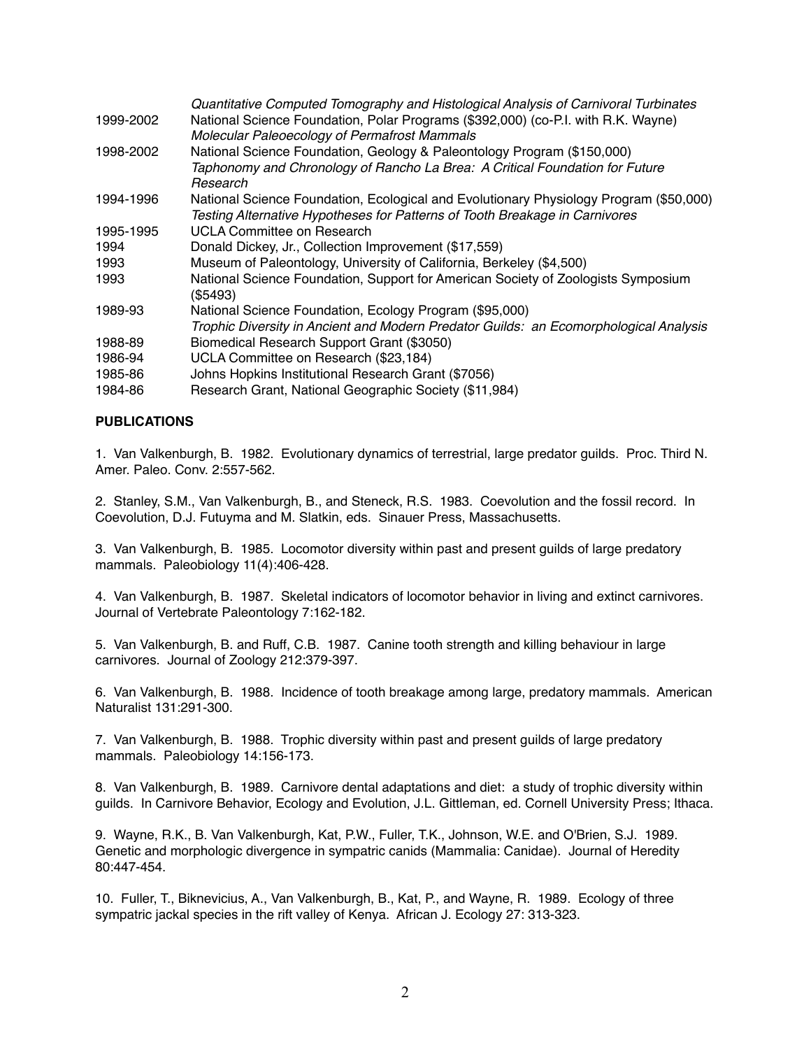| | |
|---|---|
| | *Quantitative Computed Tomography and Histological Analysis of Carnivoral Turbinates* |
| 1999-2002 | National Science Foundation, Polar Programs ($392,000) (co-P.I. with R.K. Wayne) *Molecular Paleoecology of Permafrost Mammals* |
| 1998-2002 | National Science Foundation, Geology & Paleontology Program ($150,000) *Taphonomy and Chronology of Rancho La Brea: A Critical Foundation for Future Research* |
| 1994-1996 | National Science Foundation, Ecological and Evolutionary Physiology Program ($50,000) *Testing Alternative Hypotheses for Patterns of Tooth Breakage in Carnivores* |
| 1995-1995 | UCLA Committee on Research |
| 1994 | Donald Dickey, Jr., Collection Improvement ($17,559) |
| 1993 | Museum of Paleontology, University of California, Berkeley ($4,500) |
| 1993 | National Science Foundation, Support for American Society of Zoologists Symposium ($5493) |
| 1989-93 | National Science Foundation, Ecology Program ($95,000) *Trophic Diversity in Ancient and Modern Predator Guilds: an Ecomorphological Analysis* |
| 1988-89 | Biomedical Research Support Grant ($3050) |
| 1986-94 | UCLA Committee on Research ($23,184) |
| 1985-86 | Johns Hopkins Institutional Research Grant ($7056) |
| 1984-86 | Research Grant, National Geographic Society ($11,984) |

**PUBLICATIONS**

1. Van Valkenburgh, B. 1982. Evolutionary dynamics of terrestrial, large predator guilds. Proc. Third N. Amer. Paleo. Conv. 2:557-562.

2. Stanley, S.M., Van Valkenburgh, B., and Steneck, R.S. 1983. Coevolution and the fossil record. In Coevolution, D.J. Futuyma and M. Slatkin, eds. Sinauer Press, Massachusetts.

3. Van Valkenburgh, B. 1985. Locomotor diversity within past and present guilds of large predatory mammals. Paleobiology 11(4):406-428.

4. Van Valkenburgh, B. 1987. Skeletal indicators of locomotor behavior in living and extinct carnivores. Journal of Vertebrate Paleontology 7:162-182.

5. Van Valkenburgh, B. and Ruff, C.B. 1987. Canine tooth strength and killing behaviour in large carnivores. Journal of Zoology 212:379-397.

6. Van Valkenburgh, B. 1988. Incidence of tooth breakage among large, predatory mammals. American Naturalist 131:291-300.

7. Van Valkenburgh, B. 1988. Trophic diversity within past and present guilds of large predatory mammals. Paleobiology 14:156-173.

8. Van Valkenburgh, B. 1989. Carnivore dental adaptations and diet: a study of trophic diversity within guilds. In Carnivore Behavior, Ecology and Evolution, J.L. Gittleman, ed. Cornell University Press; Ithaca.

9. Wayne, R.K., B. Van Valkenburgh, Kat, P.W., Fuller, T.K., Johnson, W.E. and O'Brien, S.J. 1989. Genetic and morphologic divergence in sympatric canids (Mammalia: Canidae). Journal of Heredity 80:447-454.

10. Fuller, T., Biknevicius, A., Van Valkenburgh, B., Kat, P., and Wayne, R. 1989. Ecology of three sympatric jackal species in the rift valley of Kenya. African J. Ecology 27: 313-323.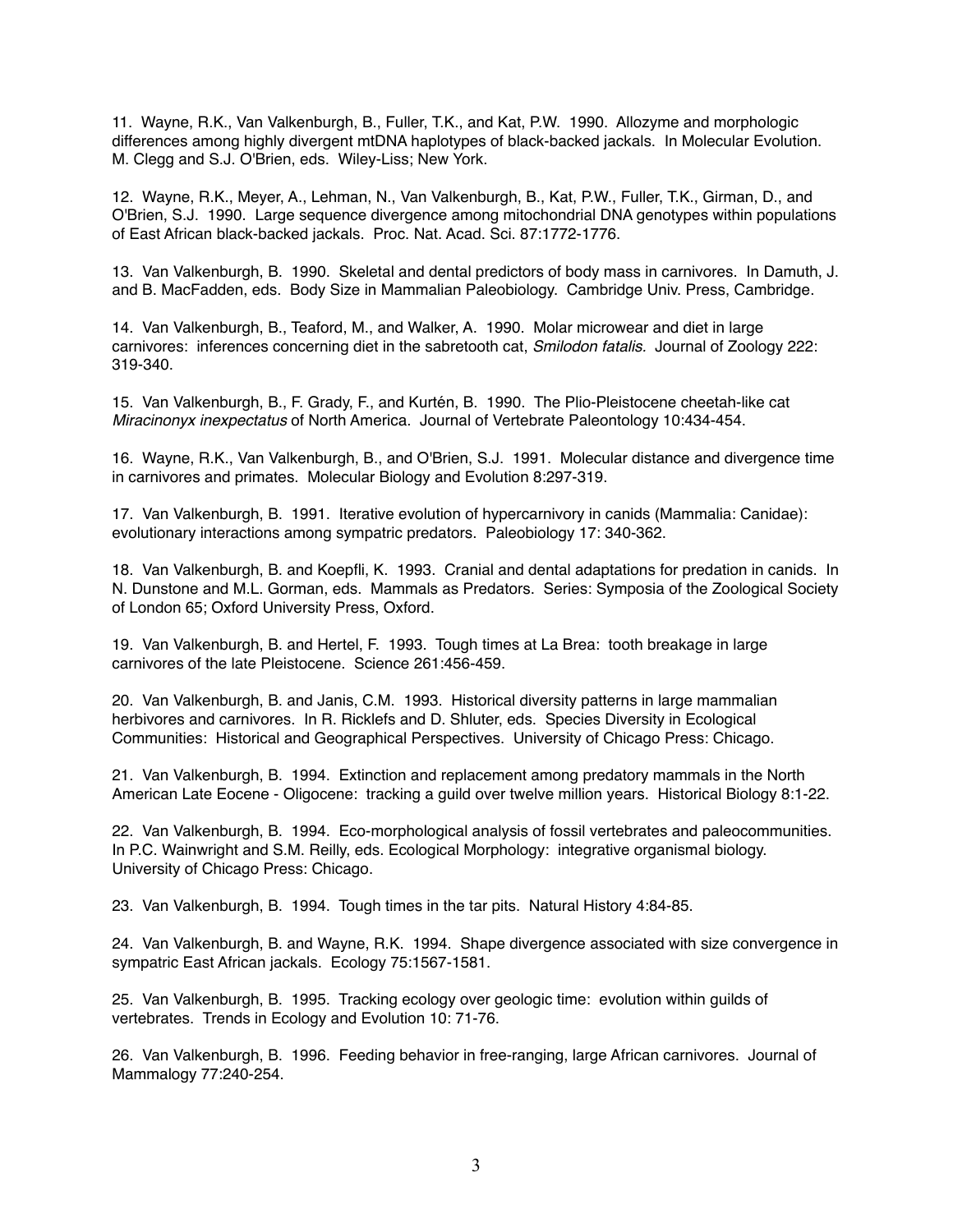11. Wayne, R.K., Van Valkenburgh, B., Fuller, T.K., and Kat, P.W. 1990. Allozyme and morphologic differences among highly divergent mtDNA haplotypes of black-backed jackals. In Molecular Evolution. M. Clegg and S.J. O'Brien, eds. Wiley-Liss; New York.

12. Wayne, R.K., Meyer, A., Lehman, N., Van Valkenburgh, B., Kat, P.W., Fuller, T.K., Girman, D., and O'Brien, S.J. 1990. Large sequence divergence among mitochondrial DNA genotypes within populations of East African black-backed jackals. Proc. Nat. Acad. Sci. 87:1772-1776.

13. Van Valkenburgh, B. 1990. Skeletal and dental predictors of body mass in carnivores. In Damuth, J. and B. MacFadden, eds. Body Size in Mammalian Paleobiology. Cambridge Univ. Press, Cambridge.

14. Van Valkenburgh, B., Teaford, M., and Walker, A. 1990. Molar microwear and diet in large carnivores: inferences concerning diet in the sabretooth cat, *Smilodon fatalis*. Journal of Zoology 222: 319-340.

15. Van Valkenburgh, B., F. Grady, F., and Kurtén, B. 1990. The Plio-Pleistocene cheetah-like cat *Miracinonyx inexpectatus* of North America. Journal of Vertebrate Paleontology 10:434-454.

16. Wayne, R.K., Van Valkenburgh, B., and O'Brien, S.J. 1991. Molecular distance and divergence time in carnivores and primates. Molecular Biology and Evolution 8:297-319.

17. Van Valkenburgh, B. 1991. Iterative evolution of hypercarnivory in canids (Mammalia: Canidae): evolutionary interactions among sympatric predators. Paleobiology 17: 340-362.

18. Van Valkenburgh, B. and Koepfli, K. 1993. Cranial and dental adaptations for predation in canids. In N. Dunstone and M.L. Gorman, eds. Mammals as Predators. Series: Symposia of the Zoological Society of London 65; Oxford University Press, Oxford.

19. Van Valkenburgh, B. and Hertel, F. 1993. Tough times at La Brea: tooth breakage in large carnivores of the late Pleistocene. Science 261:456-459.

20. Van Valkenburgh, B. and Janis, C.M. 1993. Historical diversity patterns in large mammalian herbivores and carnivores. In R. Ricklefs and D. Shluter, eds. Species Diversity in Ecological Communities: Historical and Geographical Perspectives. University of Chicago Press: Chicago.

21. Van Valkenburgh, B. 1994. Extinction and replacement among predatory mammals in the North American Late Eocene - Oligocene: tracking a guild over twelve million years. Historical Biology 8:1-22.

22. Van Valkenburgh, B. 1994. Eco-morphological analysis of fossil vertebrates and paleocommunities. In P.C. Wainwright and S.M. Reilly, eds. Ecological Morphology: integrative organismal biology. University of Chicago Press: Chicago.

23. Van Valkenburgh, B. 1994. Tough times in the tar pits. Natural History 4:84-85.

24. Van Valkenburgh, B. and Wayne, R.K. 1994. Shape divergence associated with size convergence in sympatric East African jackals. Ecology 75:1567-1581.

25. Van Valkenburgh, B. 1995. Tracking ecology over geologic time: evolution within guilds of vertebrates. Trends in Ecology and Evolution 10: 71-76.

26. Van Valkenburgh, B. 1996. Feeding behavior in free-ranging, large African carnivores. Journal of Mammalogy 77:240-254.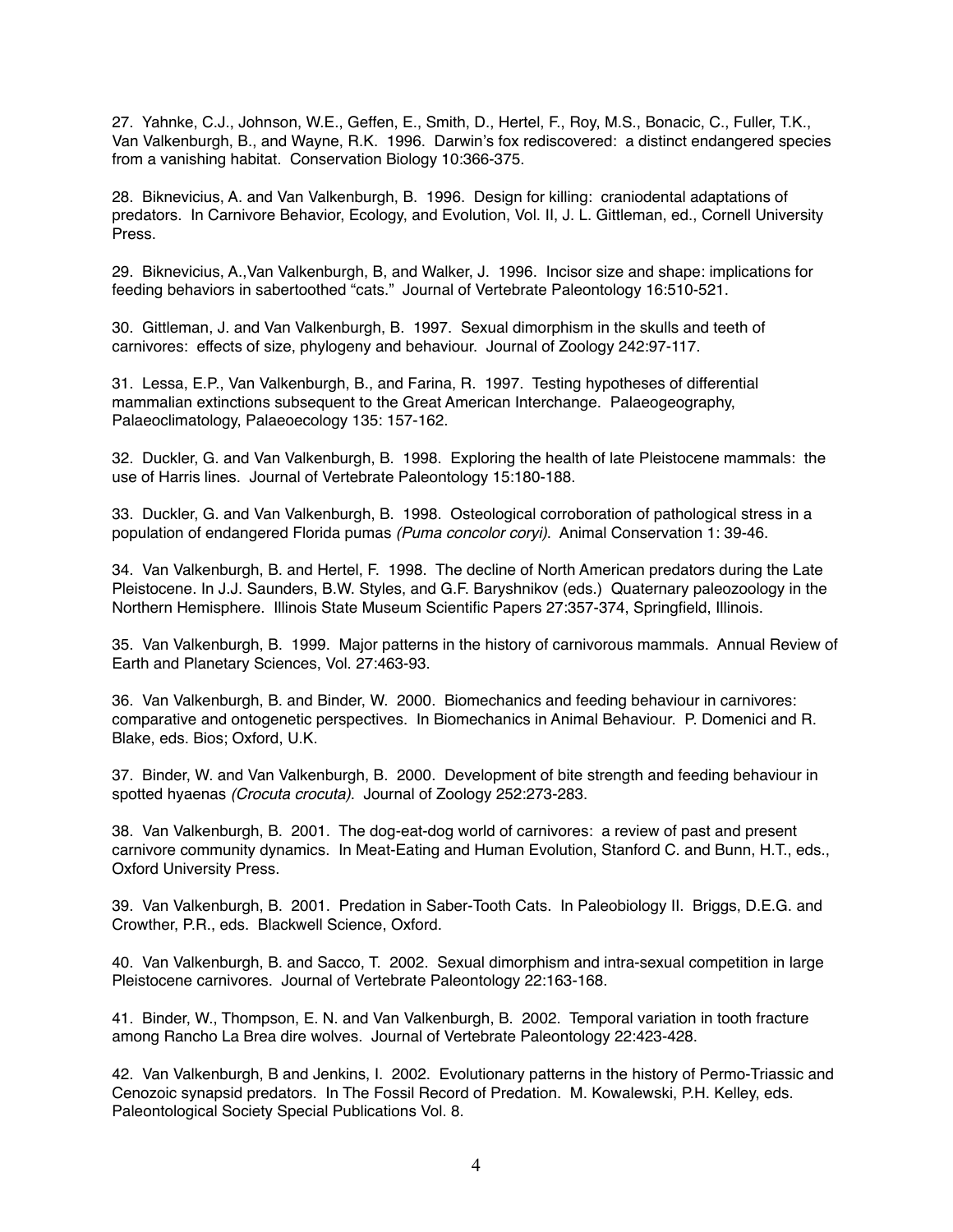27. Yahnke, C.J., Johnson, W.E., Geffen, E., Smith, D., Hertel, F., Roy, M.S., Bonacic, C., Fuller, T.K., Van Valkenburgh, B., and Wayne, R.K. 1996. Darwin's fox rediscovered: a distinct endangered species from a vanishing habitat. Conservation Biology 10:366-375.

28. Biknevicius, A. and Van Valkenburgh, B. 1996. Design for killing: craniodental adaptations of predators. In Carnivore Behavior, Ecology, and Evolution, Vol. II, J. L. Gittleman, ed., Cornell University Press.

29. Biknevicius, A.,Van Valkenburgh, B, and Walker, J. 1996. Incisor size and shape: implications for feeding behaviors in sabertoothed "cats." Journal of Vertebrate Paleontology 16:510-521.

30. Gittleman, J. and Van Valkenburgh, B. 1997. Sexual dimorphism in the skulls and teeth of carnivores: effects of size, phylogeny and behaviour. Journal of Zoology 242:97-117.

31. Lessa, E.P., Van Valkenburgh, B., and Farina, R. 1997. Testing hypotheses of differential mammalian extinctions subsequent to the Great American Interchange. Palaeogeography, Palaeoclimatology, Palaeoecology 135: 157-162.

32. Duckler, G. and Van Valkenburgh, B. 1998. Exploring the health of late Pleistocene mammals: the use of Harris lines. Journal of Vertebrate Paleontology 15:180-188.

33. Duckler, G. and Van Valkenburgh, B. 1998. Osteological corroboration of pathological stress in a population of endangered Florida pumas *(Puma concolor coryi)*. Animal Conservation 1: 39-46.

34. Van Valkenburgh, B. and Hertel, F. 1998. The decline of North American predators during the Late Pleistocene. In J.J. Saunders, B.W. Styles, and G.F. Baryshnikov (eds.) Quaternary paleozoology in the Northern Hemisphere. Illinois State Museum Scientific Papers 27:357-374, Springfield, Illinois.

35. Van Valkenburgh, B. 1999. Major patterns in the history of carnivorous mammals. Annual Review of Earth and Planetary Sciences, Vol. 27:463-93.

36. Van Valkenburgh, B. and Binder, W. 2000. Biomechanics and feeding behaviour in carnivores: comparative and ontogenetic perspectives. In Biomechanics in Animal Behaviour. P. Domenici and R. Blake, eds. Bios; Oxford, U.K.

37. Binder, W. and Van Valkenburgh, B. 2000. Development of bite strength and feeding behaviour in spotted hyaenas *(Crocuta crocuta)*. Journal of Zoology 252:273-283.

38. Van Valkenburgh, B. 2001. The dog-eat-dog world of carnivores: a review of past and present carnivore community dynamics. In Meat-Eating and Human Evolution, Stanford C. and Bunn, H.T., eds., Oxford University Press.

39. Van Valkenburgh, B. 2001. Predation in Saber-Tooth Cats. In Paleobiology II. Briggs, D.E.G. and Crowther, P.R., eds. Blackwell Science, Oxford.

40. Van Valkenburgh, B. and Sacco, T. 2002. Sexual dimorphism and intra-sexual competition in large Pleistocene carnivores. Journal of Vertebrate Paleontology 22:163-168.

41. Binder, W., Thompson, E. N. and Van Valkenburgh, B. 2002. Temporal variation in tooth fracture among Rancho La Brea dire wolves. Journal of Vertebrate Paleontology 22:423-428.

42. Van Valkenburgh, B and Jenkins, I. 2002. Evolutionary patterns in the history of Permo-Triassic and Cenozoic synapsid predators. In The Fossil Record of Predation. M. Kowalewski, P.H. Kelley, eds. Paleontological Society Special Publications Vol. 8.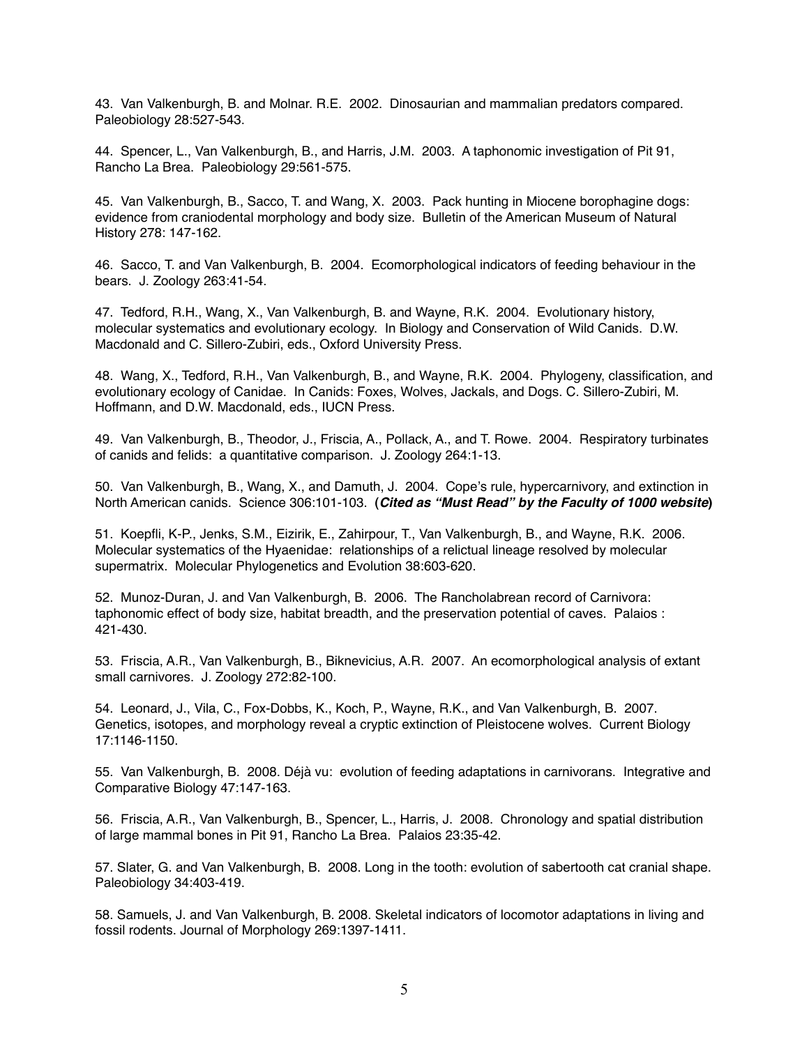43. Van Valkenburgh, B. and Molnar. R.E. 2002. Dinosaurian and mammalian predators compared. Paleobiology 28:527-543.

44. Spencer, L., Van Valkenburgh, B., and Harris, J.M. 2003. A taphonomic investigation of Pit 91, Rancho La Brea. Paleobiology 29:561-575.

45. Van Valkenburgh, B., Sacco, T. and Wang, X. 2003. Pack hunting in Miocene borophagine dogs: evidence from craniodental morphology and body size. Bulletin of the American Museum of Natural History 278: 147-162.

46. Sacco, T. and Van Valkenburgh, B. 2004. Ecomorphological indicators of feeding behaviour in the bears. J. Zoology 263:41-54.

47. Tedford, R.H., Wang, X., Van Valkenburgh, B. and Wayne, R.K. 2004. Evolutionary history, molecular systematics and evolutionary ecology. In Biology and Conservation of Wild Canids. D.W. Macdonald and C. Sillero-Zubiri, eds., Oxford University Press.

48. Wang, X., Tedford, R.H., Van Valkenburgh, B., and Wayne, R.K. 2004. Phylogeny, classification, and evolutionary ecology of Canidae. In Canids: Foxes, Wolves, Jackals, and Dogs. C. Sillero-Zubiri, M. Hoffmann, and D.W. Macdonald, eds., IUCN Press.

49. Van Valkenburgh, B., Theodor, J., Friscia, A., Pollack, A., and T. Rowe. 2004. Respiratory turbinates of canids and felids: a quantitative comparison. J. Zoology 264:1-13.

50. Van Valkenburgh, B., Wang, X., and Damuth, J. 2004. Cope's rule, hypercarnivory, and extinction in North American canids. Science 306:101-103. (***Cited as "Must Read" by the Faculty of 1000 website***)

51. Koepfli, K-P., Jenks, S.M., Eizirik, E., Zahirpour, T., Van Valkenburgh, B., and Wayne, R.K. 2006. Molecular systematics of the Hyaenidae: relationships of a relictual lineage resolved by molecular supermatrix. Molecular Phylogenetics and Evolution 38:603-620.

52. Munoz-Duran, J. and Van Valkenburgh, B. 2006. The Rancholabrean record of Carnivora: taphonomic effect of body size, habitat breadth, and the preservation potential of caves. Palaios : 421-430.

53. Friscia, A.R., Van Valkenburgh, B., Biknevicius, A.R. 2007. An ecomorphological analysis of extant small carnivores. J. Zoology 272:82-100.

54. Leonard, J., Vila, C., Fox-Dobbs, K., Koch, P., Wayne, R.K., and Van Valkenburgh, B. 2007. Genetics, isotopes, and morphology reveal a cryptic extinction of Pleistocene wolves. Current Biology 17:1146-1150.

55. Van Valkenburgh, B. 2008. Déjà vu: evolution of feeding adaptations in carnivorans. Integrative and Comparative Biology 47:147-163.

56. Friscia, A.R., Van Valkenburgh, B., Spencer, L., Harris, J. 2008. Chronology and spatial distribution of large mammal bones in Pit 91, Rancho La Brea. Palaios 23:35-42.

57. Slater, G. and Van Valkenburgh, B. 2008. Long in the tooth: evolution of sabertooth cat cranial shape. Paleobiology 34:403-419.

58. Samuels, J. and Van Valkenburgh, B. 2008. Skeletal indicators of locomotor adaptations in living and fossil rodents. Journal of Morphology 269:1397-1411.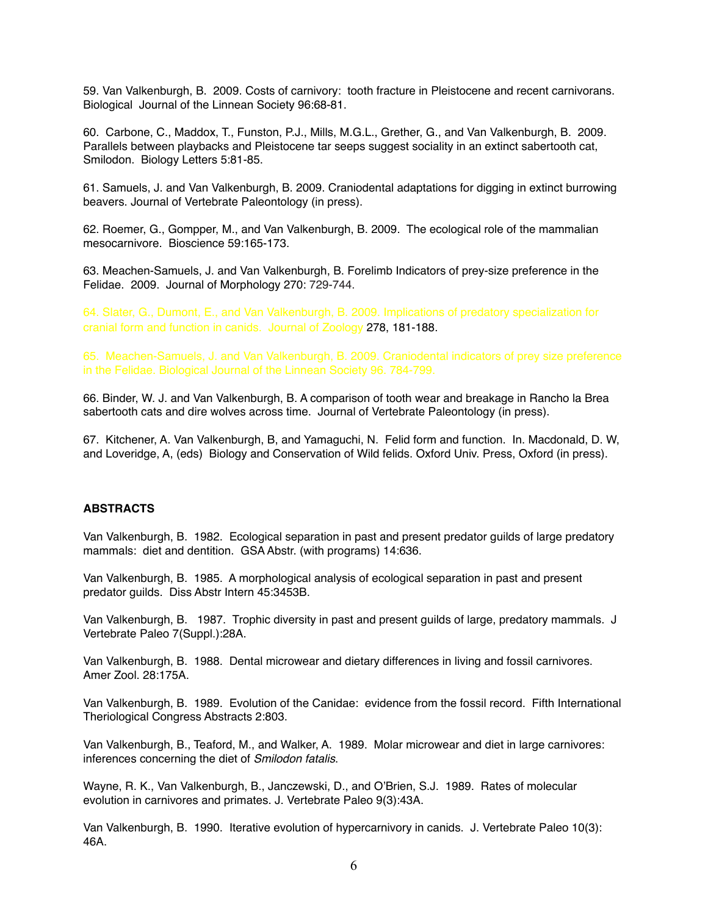59. Van Valkenburgh, B. 2009. Costs of carnivory: tooth fracture in Pleistocene and recent carnivorans. Biological Journal of the Linnean Society 96:68-81.

60. Carbone, C., Maddox, T., Funston, P.J., Mills, M.G.L., Grether, G., and Van Valkenburgh, B. 2009. Parallels between playbacks and Pleistocene tar seeps suggest sociality in an extinct sabertooth cat, Smilodon. Biology Letters 5:81-85.

61. Samuels, J. and Van Valkenburgh, B. 2009. Craniodental adaptations for digging in extinct burrowing beavers. Journal of Vertebrate Paleontology (in press).

62. Roemer, G., Gompper, M., and Van Valkenburgh, B. 2009. The ecological role of the mammalian mesocarnivore. Bioscience 59:165-173.

63. Meachen-Samuels, J. and Van Valkenburgh, B. Forelimb Indicators of prey-size preference in the Felidae. 2009. Journal of Morphology 270: 729-744.

64. Slater, G., Dumont, E., and Van Valkenburgh, B. 2009. Implications of predatory specialization for cranial form and function in canids. Journal of Zoology 278, 181-188.

65. Meachen-Samuels, J. and Van Valkenburgh, B. 2009. Craniodental indicators of prey size preference in the Felidae. Biological Journal of the Linnean Society 96. 784-799.

66. Binder, W. J. and Van Valkenburgh, B. A comparison of tooth wear and breakage in Rancho la Brea sabertooth cats and dire wolves across time. Journal of Vertebrate Paleontology (in press).

67. Kitchener, A. Van Valkenburgh, B, and Yamaguchi, N. Felid form and function. In. Macdonald, D. W, and Loveridge, A, (eds) Biology and Conservation of Wild felids. Oxford Univ. Press, Oxford (in press).

**ABSTRACTS**

Van Valkenburgh, B. 1982. Ecological separation in past and present predator guilds of large predatory mammals: diet and dentition. GSA Abstr. (with programs) 14:636.

Van Valkenburgh, B. 1985. A morphological analysis of ecological separation in past and present predator guilds. Diss Abstr Intern 45:3453B.

Van Valkenburgh, B. 1987. Trophic diversity in past and present guilds of large, predatory mammals. J Vertebrate Paleo 7(Suppl.):28A.

Van Valkenburgh, B. 1988. Dental microwear and dietary differences in living and fossil carnivores. Amer Zool. 28:175A.

Van Valkenburgh, B. 1989. Evolution of the Canidae: evidence from the fossil record. Fifth International Theriological Congress Abstracts 2:803.

Van Valkenburgh, B., Teaford, M., and Walker, A. 1989. Molar microwear and diet in large carnivores: inferences concerning the diet of *Smilodon fatalis*.

Wayne, R. K., Van Valkenburgh, B., Janczewski, D., and O'Brien, S.J. 1989. Rates of molecular evolution in carnivores and primates. J. Vertebrate Paleo 9(3):43A.

Van Valkenburgh, B. 1990. Iterative evolution of hypercarnivory in canids. J. Vertebrate Paleo 10(3): 46A.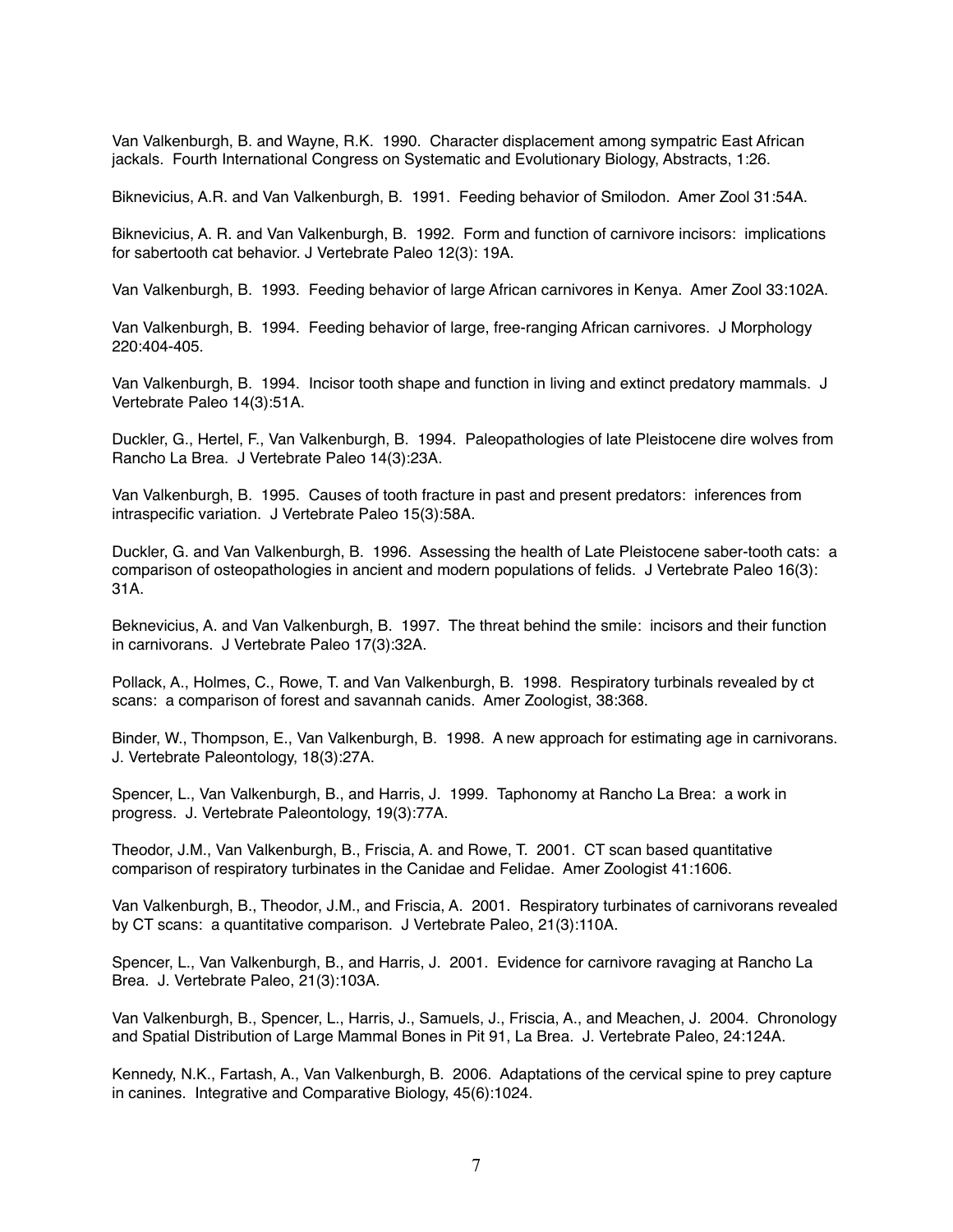Van Valkenburgh, B. and Wayne, R.K. 1990. Character displacement among sympatric East African jackals. Fourth International Congress on Systematic and Evolutionary Biology, Abstracts, 1:26.

Biknevicius, A.R. and Van Valkenburgh, B. 1991. Feeding behavior of Smilodon. Amer Zool 31:54A.

Biknevicius, A. R. and Van Valkenburgh, B. 1992. Form and function of carnivore incisors: implications for sabertooth cat behavior. J Vertebrate Paleo 12(3): 19A.

Van Valkenburgh, B. 1993. Feeding behavior of large African carnivores in Kenya. Amer Zool 33:102A.

Van Valkenburgh, B. 1994. Feeding behavior of large, free-ranging African carnivores. J Morphology 220:404-405.

Van Valkenburgh, B. 1994. Incisor tooth shape and function in living and extinct predatory mammals. J Vertebrate Paleo 14(3):51A.

Duckler, G., Hertel, F., Van Valkenburgh, B. 1994. Paleopathologies of late Pleistocene dire wolves from Rancho La Brea. J Vertebrate Paleo 14(3):23A.

Van Valkenburgh, B. 1995. Causes of tooth fracture in past and present predators: inferences from intraspecific variation. J Vertebrate Paleo 15(3):58A.

Duckler, G. and Van Valkenburgh, B. 1996. Assessing the health of Late Pleistocene saber-tooth cats: a comparison of osteopathologies in ancient and modern populations of felids. J Vertebrate Paleo 16(3): 31A.

Beknevicius, A. and Van Valkenburgh, B. 1997. The threat behind the smile: incisors and their function in carnivorans. J Vertebrate Paleo 17(3):32A.

Pollack, A., Holmes, C., Rowe, T. and Van Valkenburgh, B. 1998. Respiratory turbinals revealed by ct scans: a comparison of forest and savannah canids. Amer Zoologist, 38:368.

Binder, W., Thompson, E., Van Valkenburgh, B. 1998. A new approach for estimating age in carnivorans. J. Vertebrate Paleontology, 18(3):27A.

Spencer, L., Van Valkenburgh, B., and Harris, J. 1999. Taphonomy at Rancho La Brea: a work in progress. J. Vertebrate Paleontology, 19(3):77A.

Theodor, J.M., Van Valkenburgh, B., Friscia, A. and Rowe, T. 2001. CT scan based quantitative comparison of respiratory turbinates in the Canidae and Felidae. Amer Zoologist 41:1606.

Van Valkenburgh, B., Theodor, J.M., and Friscia, A. 2001. Respiratory turbinates of carnivorans revealed by CT scans: a quantitative comparison. J Vertebrate Paleo, 21(3):110A.

Spencer, L., Van Valkenburgh, B., and Harris, J. 2001. Evidence for carnivore ravaging at Rancho La Brea. J. Vertebrate Paleo, 21(3):103A.

Van Valkenburgh, B., Spencer, L., Harris, J., Samuels, J., Friscia, A., and Meachen, J. 2004. Chronology and Spatial Distribution of Large Mammal Bones in Pit 91, La Brea. J. Vertebrate Paleo, 24:124A.

Kennedy, N.K., Fartash, A., Van Valkenburgh, B. 2006. Adaptations of the cervical spine to prey capture in canines. Integrative and Comparative Biology, 45(6):1024.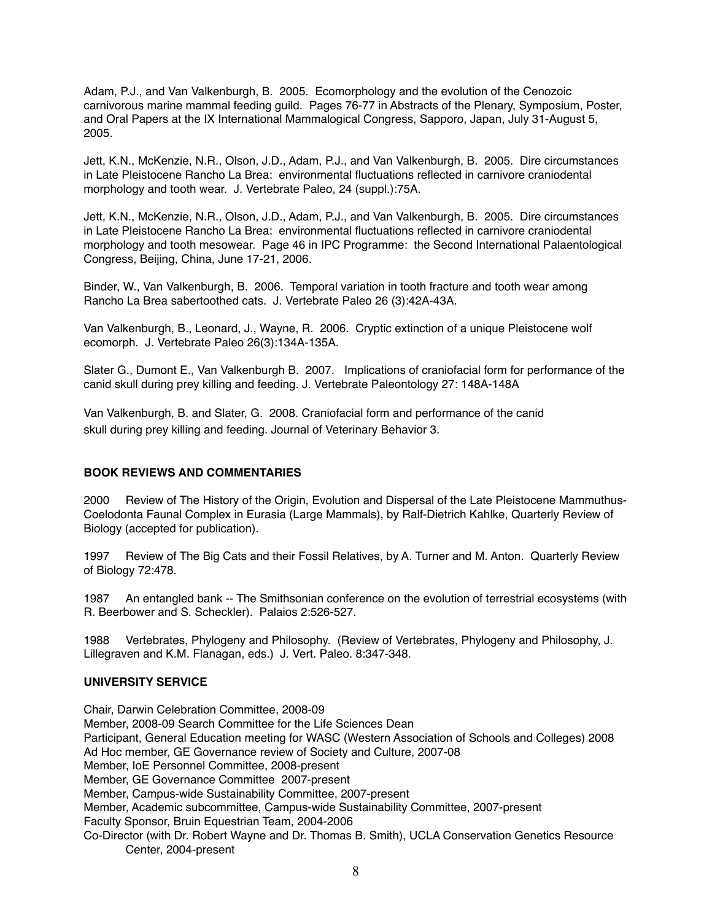Adam, P.J., and Van Valkenburgh, B. 2005. Ecomorphology and the evolution of the Cenozoic carnivorous marine mammal feeding guild. Pages 76-77 in Abstracts of the Plenary, Symposium, Poster, and Oral Papers at the IX International Mammalogical Congress, Sapporo, Japan, July 31-August 5, 2005.

Jett, K.N., McKenzie, N.R., Olson, J.D., Adam, P.J., and Van Valkenburgh, B. 2005. Dire circumstances in Late Pleistocene Rancho La Brea: environmental fluctuations reflected in carnivore craniodental morphology and tooth wear. J. Vertebrate Paleo, 24 (suppl.):75A.

Jett, K.N., McKenzie, N.R., Olson, J.D., Adam, P.J., and Van Valkenburgh, B. 2005. Dire circumstances in Late Pleistocene Rancho La Brea: environmental fluctuations reflected in carnivore craniodental morphology and tooth mesowear. Page 46 in IPC Programme: the Second International Palaentological Congress, Beijing, China, June 17-21, 2006.

Binder, W., Van Valkenburgh, B. 2006. Temporal variation in tooth fracture and tooth wear among Rancho La Brea sabertoothed cats. J. Vertebrate Paleo 26 (3):42A-43A.

Van Valkenburgh, B., Leonard, J., Wayne, R. 2006. Cryptic extinction of a unique Pleistocene wolf ecomorph. J. Vertebrate Paleo 26(3):134A-135A.

Slater G., Dumont E., Van Valkenburgh B. 2007. Implications of craniofacial form for performance of the canid skull during prey killing and feeding. J. Vertebrate Paleontology 27: 148A-148A

Van Valkenburgh, B. and Slater, G. 2008. Craniofacial form and performance of the canid skull during prey killing and feeding. Journal of Veterinary Behavior 3.

**BOOK REVIEWS AND COMMENTARIES**

2000 Review of The History of the Origin, Evolution and Dispersal of the Late Pleistocene Mammuthus-Coelodonta Faunal Complex in Eurasia (Large Mammals), by Ralf-Dietrich Kahlke, Quarterly Review of Biology (accepted for publication).

1997 Review of The Big Cats and their Fossil Relatives, by A. Turner and M. Anton. Quarterly Review of Biology 72:478.

1987 An entangled bank -- The Smithsonian conference on the evolution of terrestrial ecosystems (with R. Beerbower and S. Scheckler). Palaios 2:526-527.

1988 Vertebrates, Phylogeny and Philosophy. (Review of Vertebrates, Phylogeny and Philosophy, J. Lillegraven and K.M. Flanagan, eds.) J. Vert. Paleo. 8:347-348.

**UNIVERSITY SERVICE**

Chair, Darwin Celebration Committee, 2008-09
Member, 2008-09 Search Committee for the Life Sciences Dean
Participant, General Education meeting for WASC (Western Association of Schools and Colleges) 2008
Ad Hoc member, GE Governance review of Society and Culture, 2007-08
Member, IoE Personnel Committee, 2008-present
Member, GE Governance Committee 2007-present
Member, Campus-wide Sustainability Committee, 2007-present
Member, Academic subcommittee, Campus-wide Sustainability Committee, 2007-present
Faculty Sponsor, Bruin Equestrian Team, 2004-2006
Co-Director (with Dr. Robert Wayne and Dr. Thomas B. Smith), UCLA Conservation Genetics Resource Center, 2004-present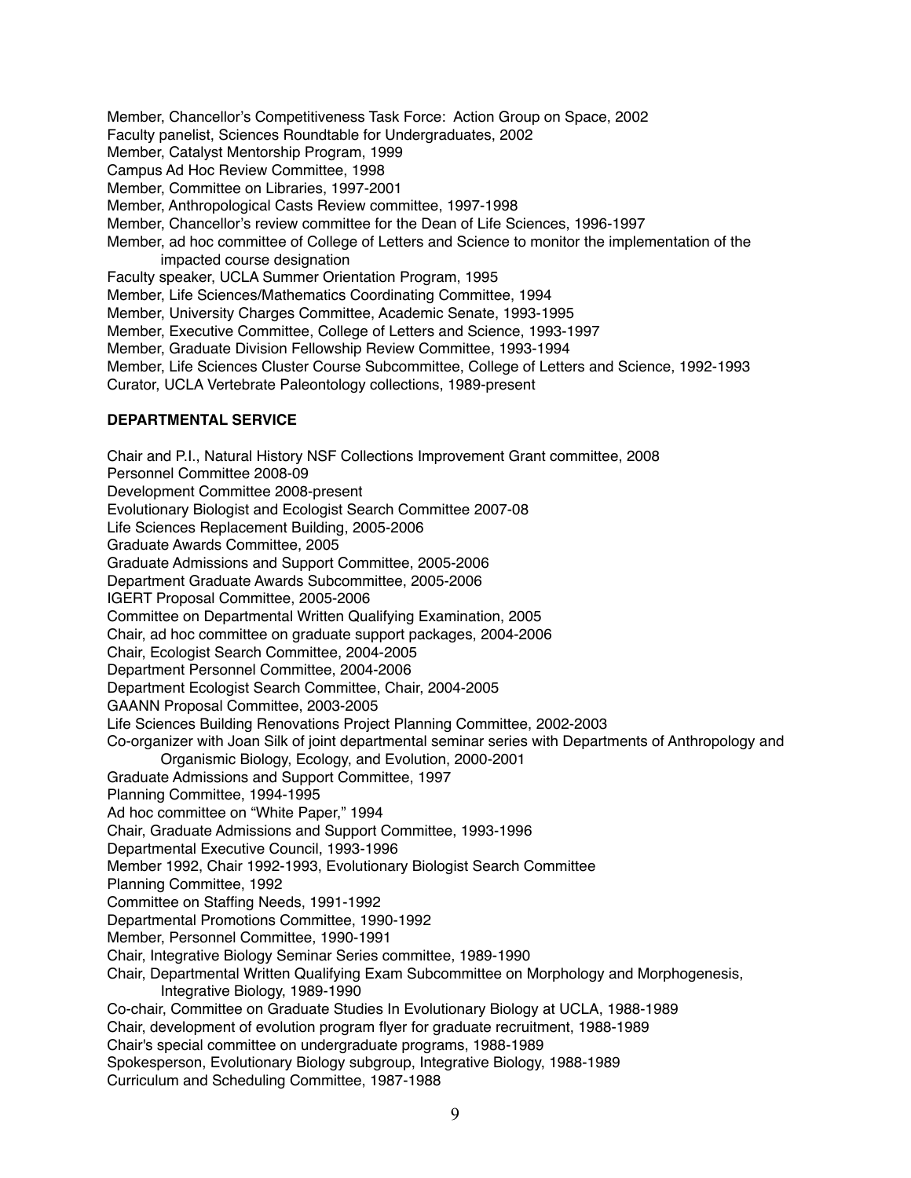Member, Chancellor's Competitiveness Task Force: Action Group on Space, 2002
Faculty panelist, Sciences Roundtable for Undergraduates, 2002
Member, Catalyst Mentorship Program, 1999
Campus Ad Hoc Review Committee, 1998
Member, Committee on Libraries, 1997-2001
Member, Anthropological Casts Review committee, 1997-1998
Member, Chancellor's review committee for the Dean of Life Sciences, 1996-1997
Member, ad hoc committee of College of Letters and Science to monitor the implementation of the impacted course designation
Faculty speaker, UCLA Summer Orientation Program, 1995
Member, Life Sciences/Mathematics Coordinating Committee, 1994
Member, University Charges Committee, Academic Senate, 1993-1995
Member, Executive Committee, College of Letters and Science, 1993-1997
Member, Graduate Division Fellowship Review Committee, 1993-1994
Member, Life Sciences Cluster Course Subcommittee, College of Letters and Science, 1992-1993
Curator, UCLA Vertebrate Paleontology collections, 1989-present

**DEPARTMENTAL SERVICE**

Chair and P.I., Natural History NSF Collections Improvement Grant committee, 2008
Personnel Committee 2008-09
Development Committee 2008-present
Evolutionary Biologist and Ecologist Search Committee 2007-08
Life Sciences Replacement Building, 2005-2006
Graduate Awards Committee, 2005
Graduate Admissions and Support Committee, 2005-2006
Department Graduate Awards Subcommittee, 2005-2006
IGERT Proposal Committee, 2005-2006
Committee on Departmental Written Qualifying Examination, 2005
Chair, ad hoc committee on graduate support packages, 2004-2006
Chair, Ecologist Search Committee, 2004-2005
Department Personnel Committee, 2004-2006
Department Ecologist Search Committee, Chair, 2004-2005
GAANN Proposal Committee, 2003-2005
Life Sciences Building Renovations Project Planning Committee, 2002-2003
Co-organizer with Joan Silk of joint departmental seminar series with Departments of Anthropology and Organismic Biology, Ecology, and Evolution, 2000-2001
Graduate Admissions and Support Committee, 1997
Planning Committee, 1994-1995
Ad hoc committee on "White Paper," 1994
Chair, Graduate Admissions and Support Committee, 1993-1996
Departmental Executive Council, 1993-1996
Member 1992, Chair 1992-1993, Evolutionary Biologist Search Committee
Planning Committee, 1992
Committee on Staffing Needs, 1991-1992
Departmental Promotions Committee, 1990-1992
Member, Personnel Committee, 1990-1991
Chair, Integrative Biology Seminar Series committee, 1989-1990
Chair, Departmental Written Qualifying Exam Subcommittee on Morphology and Morphogenesis, Integrative Biology, 1989-1990
Co-chair, Committee on Graduate Studies In Evolutionary Biology at UCLA, 1988-1989
Chair, development of evolution program flyer for graduate recruitment, 1988-1989
Chair's special committee on undergraduate programs, 1988-1989
Spokesperson, Evolutionary Biology subgroup, Integrative Biology, 1988-1989
Curriculum and Scheduling Committee, 1987-1988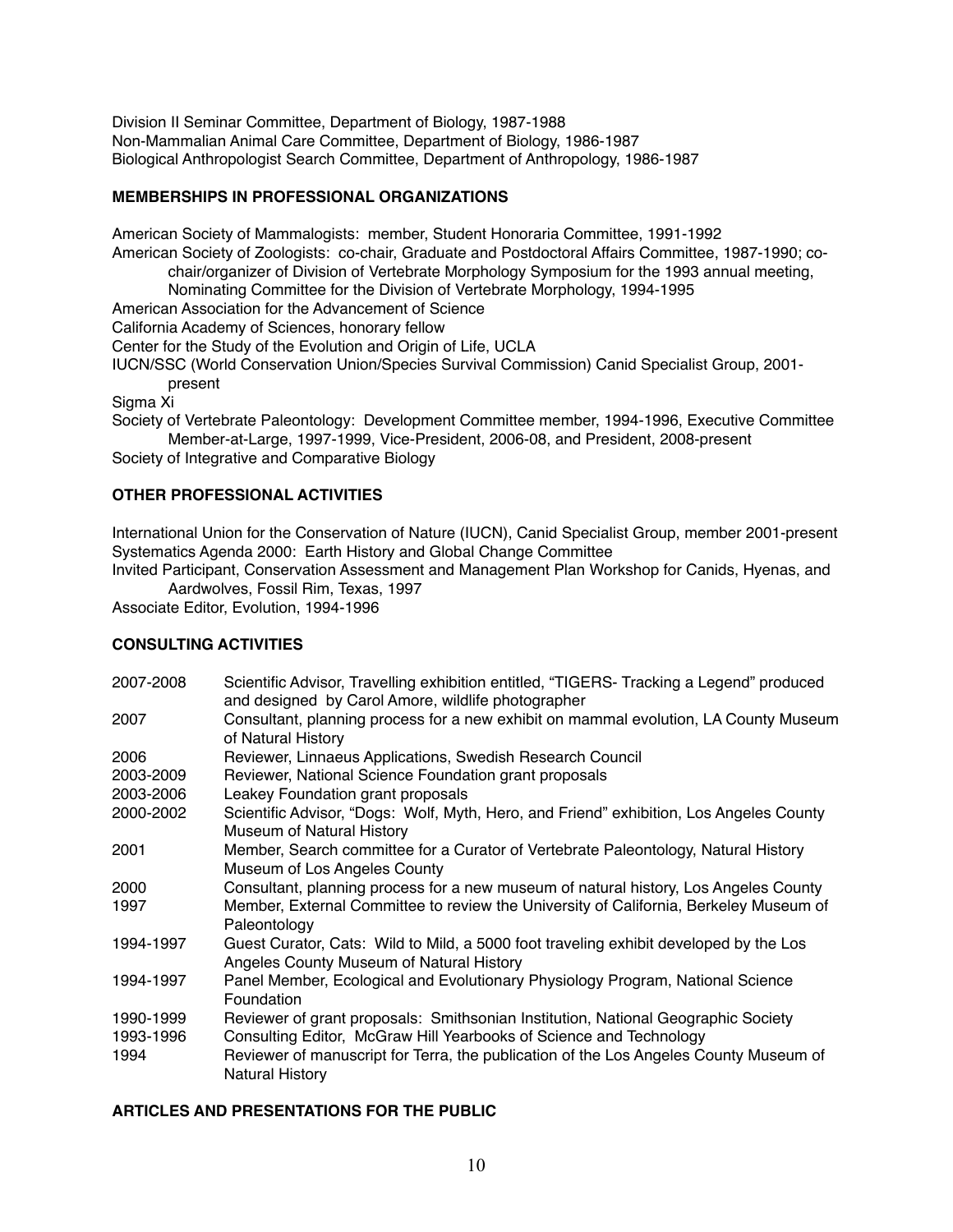Division II Seminar Committee, Department of Biology, 1987-1988
Non-Mammalian Animal Care Committee, Department of Biology, 1986-1987
Biological Anthropologist Search Committee, Department of Anthropology, 1986-1987

## MEMBERSHIPS IN PROFESSIONAL ORGANIZATIONS

American Society of Mammalogists: member, Student Honoraria Committee, 1991-1992
American Society of Zoologists: co-chair, Graduate and Postdoctoral Affairs Committee, 1987-1990; co-chair/organizer of Division of Vertebrate Morphology Symposium for the 1993 annual meeting, Nominating Committee for the Division of Vertebrate Morphology, 1994-1995
American Association for the Advancement of Science
California Academy of Sciences, honorary fellow
Center for the Study of the Evolution and Origin of Life, UCLA
IUCN/SSC (World Conservation Union/Species Survival Commission) Canid Specialist Group, 2001-present
Sigma Xi
Society of Vertebrate Paleontology: Development Committee member, 1994-1996, Executive Committee Member-at-Large, 1997-1999, Vice-President, 2006-08, and President, 2008-present
Society of Integrative and Comparative Biology

## OTHER PROFESSIONAL ACTIVITIES

International Union for the Conservation of Nature (IUCN), Canid Specialist Group, member 2001-present
Systematics Agenda 2000: Earth History and Global Change Committee
Invited Participant, Conservation Assessment and Management Plan Workshop for Canids, Hyenas, and Aardwolves, Fossil Rim, Texas, 1997
Associate Editor, Evolution, 1994-1996

## CONSULTING ACTIVITIES

| | |
|---|---|
| 2007-2008 | Scientific Advisor, Travelling exhibition entitled, "TIGERS- Tracking a Legend" produced and designed by Carol Amore, wildlife photographer |
| 2007 | Consultant, planning process for a new exhibit on mammal evolution, LA County Museum of Natural History |
| 2006 | Reviewer, Linnaeus Applications, Swedish Research Council |
| 2003-2009 | Reviewer, National Science Foundation grant proposals |
| 2003-2006 | Leakey Foundation grant proposals |
| 2000-2002 | Scientific Advisor, "Dogs: Wolf, Myth, Hero, and Friend" exhibition, Los Angeles County Museum of Natural History |
| 2001 | Member, Search committee for a Curator of Vertebrate Paleontology, Natural History Museum of Los Angeles County |
| 2000 | Consultant, planning process for a new museum of natural history, Los Angeles County |
| 1997 | Member, External Committee to review the University of California, Berkeley Museum of Paleontology |
| 1994-1997 | Guest Curator, Cats: Wild to Mild, a 5000 foot traveling exhibit developed by the Los Angeles County Museum of Natural History |
| 1994-1997 | Panel Member, Ecological and Evolutionary Physiology Program, National Science Foundation |
| 1990-1999 | Reviewer of grant proposals: Smithsonian Institution, National Geographic Society |
| 1993-1996 | Consulting Editor, McGraw Hill Yearbooks of Science and Technology |
| 1994 | Reviewer of manuscript for Terra, the publication of the Los Angeles County Museum of Natural History |

## ARTICLES AND PRESENTATIONS FOR THE PUBLIC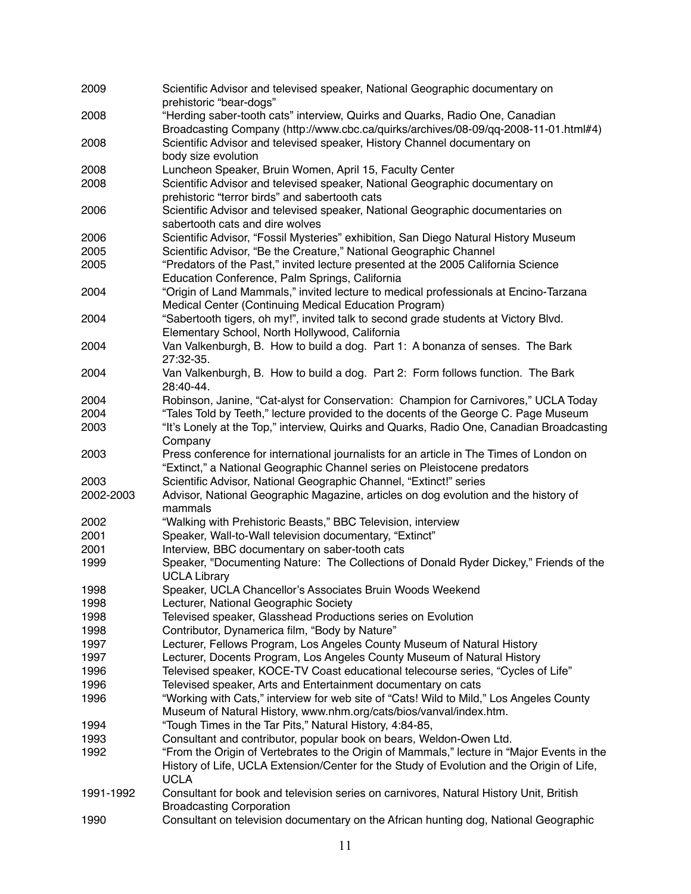| | |
|---|---|
| 2009 | Scientific Advisor and televised speaker, National Geographic documentary on prehistoric “bear-dogs” |
| 2008 | “Herding saber-tooth cats” interview, Quirks and Quarks, Radio One, Canadian Broadcasting Company (http://www.cbc.ca/quirks/archives/08-09/qq-2008-11-01.html#4) |
| 2008 | Scientific Advisor and televised speaker, History Channel documentary on body size evolution |
| 2008 | Luncheon Speaker, Bruin Women, April 15, Faculty Center |
| 2008 | Scientific Advisor and televised speaker, National Geographic documentary on prehistoric “terror birds” and sabertooth cats |
| 2006 | Scientific Advisor and televised speaker, National Geographic documentaries on sabertooth cats and dire wolves |
| 2006 | Scientific Advisor, “Fossil Mysteries” exhibition, San Diego Natural History Museum |
| 2005 | Scientific Advisor, “Be the Creature,” National Geographic Channel |
| 2005 | “Predators of the Past,” invited lecture presented at the 2005 California Science Education Conference, Palm Springs, California |
| 2004 | “Origin of Land Mammals,” invited lecture to medical professionals at Encino-Tarzana Medical Center (Continuing Medical Education Program) |
| 2004 | “Sabertooth tigers, oh my!”, invited talk to second grade students at Victory Blvd. Elementary School, North Hollywood, California |
| 2004 | Van Valkenburgh, B. How to build a dog. Part 1: A bonanza of senses. The Bark 27:32-35. |
| 2004 | Van Valkenburgh, B. How to build a dog. Part 2: Form follows function. The Bark 28:40-44. |
| 2004 | Robinson, Janine, “Cat-alyst for Conservation: Champion for Carnivores,” UCLA Today |
| 2004 | “Tales Told by Teeth,” lecture provided to the docents of the George C. Page Museum |
| 2003 | “It’s Lonely at the Top,” interview, Quirks and Quarks, Radio One, Canadian Broadcasting Company |
| 2003 | Press conference for international journalists for an article in The Times of London on “Extinct,” a National Geographic Channel series on Pleistocene predators |
| 2003 | Scientific Advisor, National Geographic Channel, “Extinct!” series |
| 2002-2003 | Advisor, National Geographic Magazine, articles on dog evolution and the history of mammals |
| 2002 | “Walking with Prehistoric Beasts,” BBC Television, interview |
| 2001 | Speaker, Wall-to-Wall television documentary, “Extinct” |
| 2001 | Interview, BBC documentary on saber-tooth cats |
| 1999 | Speaker, "Documenting Nature: The Collections of Donald Ryder Dickey,” Friends of the UCLA Library |
| 1998 | Speaker, UCLA Chancellor’s Associates Bruin Woods Weekend |
| 1998 | Lecturer, National Geographic Society |
| 1998 | Televised speaker, Glasshead Productions series on Evolution |
| 1998 | Contributor, Dynamerica film, “Body by Nature” |
| 1997 | Lecturer, Fellows Program, Los Angeles County Museum of Natural History |
| 1997 | Lecturer, Docents Program, Los Angeles County Museum of Natural History |
| 1996 | Televised speaker, KOCE-TV Coast educational telecourse series, “Cycles of Life” |
| 1996 | Televised speaker, Arts and Entertainment documentary on cats |
| 1996 | “Working with Cats,” interview for web site of “Cats! Wild to Mild,” Los Angeles County Museum of Natural History, www.nhm.org/cats/bios/vanval/index.htm. |
| 1994 | “Tough Times in the Tar Pits,” Natural History, 4:84-85, |
| 1993 | Consultant and contributor, popular book on bears, Weldon-Owen Ltd. |
| 1992 | “From the Origin of Vertebrates to the Origin of Mammals,” lecture in “Major Events in the History of Life, UCLA Extension/Center for the Study of Evolution and the Origin of Life, UCLA |
| 1991-1992 | Consultant for book and television series on carnivores, Natural History Unit, British Broadcasting Corporation |
| 1990 | Consultant on television documentary on the African hunting dog, National Geographic |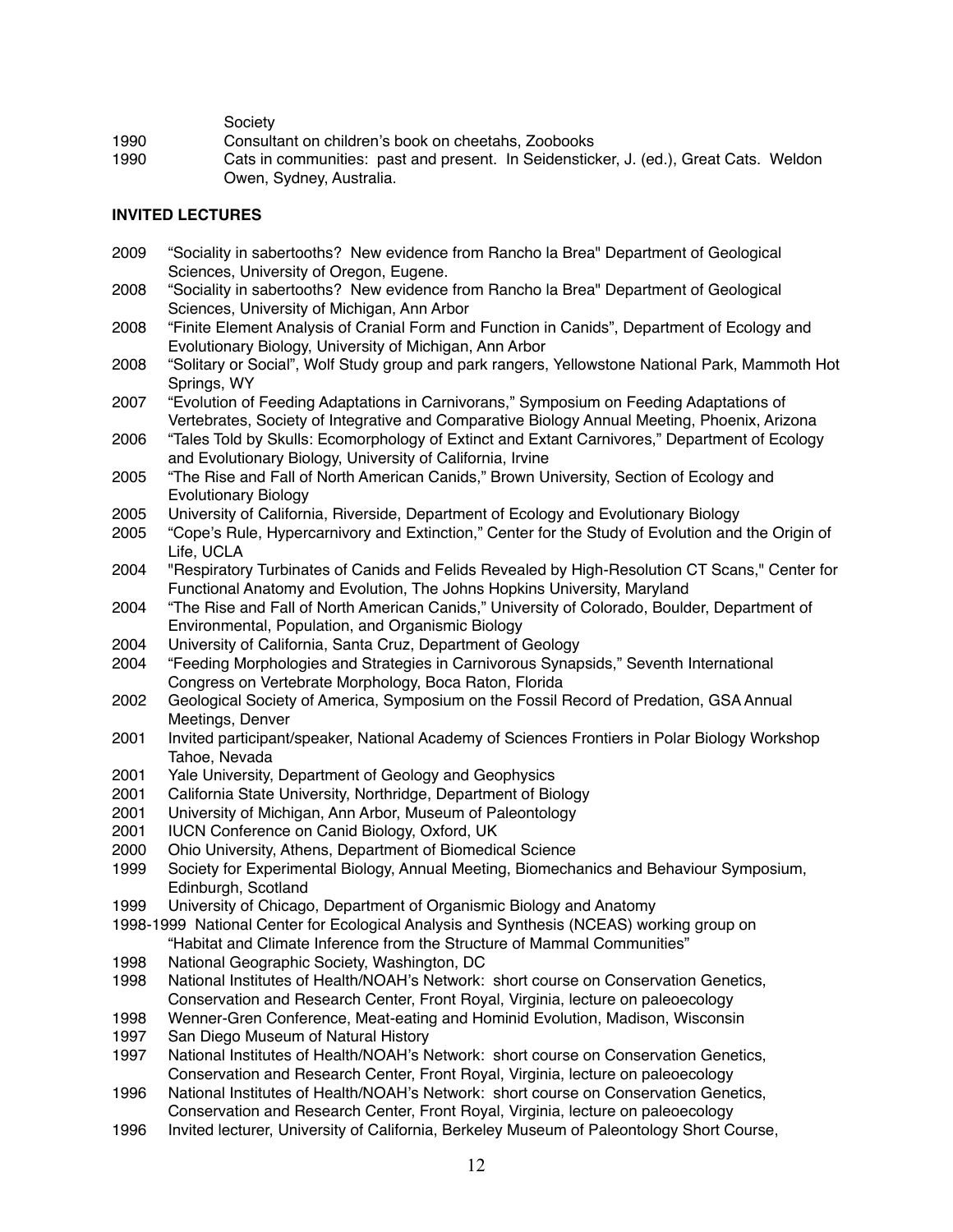Society

1990 Consultant on children's book on cheetahs, Zoobooks

1990 Cats in communities: past and present. In Seidensticker, J. (ed.), Great Cats. Weldon Owen, Sydney, Australia.

**INVITED LECTURES**

2009 "Sociality in sabertooths? New evidence from Rancho la Brea" Department of Geological Sciences, University of Oregon, Eugene.

2008 "Sociality in sabertooths? New evidence from Rancho la Brea" Department of Geological Sciences, University of Michigan, Ann Arbor

2008 "Finite Element Analysis of Cranial Form and Function in Canids", Department of Ecology and Evolutionary Biology, University of Michigan, Ann Arbor

2008 "Solitary or Social", Wolf Study group and park rangers, Yellowstone National Park, Mammoth Hot Springs, WY

2007 "Evolution of Feeding Adaptations in Carnivorans," Symposium on Feeding Adaptations of Vertebrates, Society of Integrative and Comparative Biology Annual Meeting, Phoenix, Arizona

2006 "Tales Told by Skulls: Ecomorphology of Extinct and Extant Carnivores," Department of Ecology and Evolutionary Biology, University of California, Irvine

2005 "The Rise and Fall of North American Canids," Brown University, Section of Ecology and Evolutionary Biology

2005 University of California, Riverside, Department of Ecology and Evolutionary Biology

2005 "Cope's Rule, Hypercarnivory and Extinction," Center for the Study of Evolution and the Origin of Life, UCLA

2004 "Respiratory Turbinates of Canids and Felids Revealed by High-Resolution CT Scans," Center for Functional Anatomy and Evolution, The Johns Hopkins University, Maryland

2004 "The Rise and Fall of North American Canids," University of Colorado, Boulder, Department of Environmental, Population, and Organismic Biology

2004 University of California, Santa Cruz, Department of Geology

2004 "Feeding Morphologies and Strategies in Carnivorous Synapsids," Seventh International Congress on Vertebrate Morphology, Boca Raton, Florida

2002 Geological Society of America, Symposium on the Fossil Record of Predation, GSA Annual Meetings, Denver

2001 Invited participant/speaker, National Academy of Sciences Frontiers in Polar Biology Workshop Tahoe, Nevada

2001 Yale University, Department of Geology and Geophysics

2001 California State University, Northridge, Department of Biology

2001 University of Michigan, Ann Arbor, Museum of Paleontology

2001 IUCN Conference on Canid Biology, Oxford, UK

2000 Ohio University, Athens, Department of Biomedical Science

1999 Society for Experimental Biology, Annual Meeting, Biomechanics and Behaviour Symposium, Edinburgh, Scotland

1999 University of Chicago, Department of Organismic Biology and Anatomy

1998-1999 National Center for Ecological Analysis and Synthesis (NCEAS) working group on "Habitat and Climate Inference from the Structure of Mammal Communities"

1998 National Geographic Society, Washington, DC

1998 National Institutes of Health/NOAH's Network: short course on Conservation Genetics, Conservation and Research Center, Front Royal, Virginia, lecture on paleoecology

1998 Wenner-Gren Conference, Meat-eating and Hominid Evolution, Madison, Wisconsin

1997 San Diego Museum of Natural History

1997 National Institutes of Health/NOAH's Network: short course on Conservation Genetics, Conservation and Research Center, Front Royal, Virginia, lecture on paleoecology

1996 National Institutes of Health/NOAH's Network: short course on Conservation Genetics, Conservation and Research Center, Front Royal, Virginia, lecture on paleoecology

1996 Invited lecturer, University of California, Berkeley Museum of Paleontology Short Course,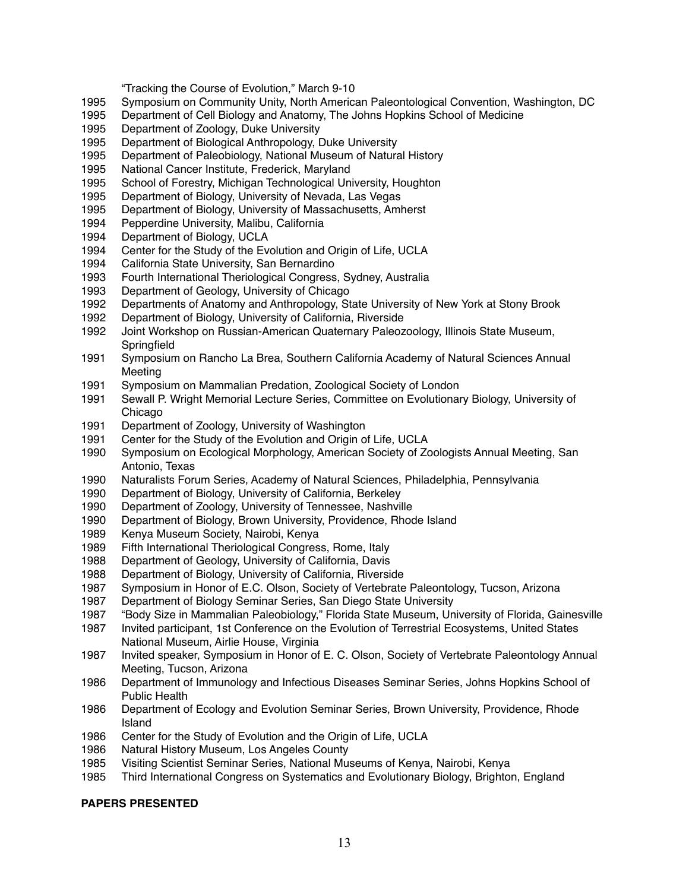"Tracking the Course of Evolution," March 9-10

1995 Symposium on Community Unity, North American Paleontological Convention, Washington, DC
1995 Department of Cell Biology and Anatomy, The Johns Hopkins School of Medicine
1995 Department of Zoology, Duke University
1995 Department of Biological Anthropology, Duke University
1995 Department of Paleobiology, National Museum of Natural History
1995 National Cancer Institute, Frederick, Maryland
1995 School of Forestry, Michigan Technological University, Houghton
1995 Department of Biology, University of Nevada, Las Vegas
1995 Department of Biology, University of Massachusetts, Amherst
1994 Pepperdine University, Malibu, California
1994 Department of Biology, UCLA
1994 Center for the Study of the Evolution and Origin of Life, UCLA
1994 California State University, San Bernardino
1993 Fourth International Theriological Congress, Sydney, Australia
1993 Department of Geology, University of Chicago
1992 Departments of Anatomy and Anthropology, State University of New York at Stony Brook
1992 Department of Biology, University of California, Riverside
1992 Joint Workshop on Russian-American Quaternary Paleozoology, Illinois State Museum, Springfield
1991 Symposium on Rancho La Brea, Southern California Academy of Natural Sciences Annual Meeting
1991 Symposium on Mammalian Predation, Zoological Society of London
1991 Sewall P. Wright Memorial Lecture Series, Committee on Evolutionary Biology, University of Chicago
1991 Department of Zoology, University of Washington
1991 Center for the Study of the Evolution and Origin of Life, UCLA
1990 Symposium on Ecological Morphology, American Society of Zoologists Annual Meeting, San Antonio, Texas
1990 Naturalists Forum Series, Academy of Natural Sciences, Philadelphia, Pennsylvania
1990 Department of Biology, University of California, Berkeley
1990 Department of Zoology, University of Tennessee, Nashville
1990 Department of Biology, Brown University, Providence, Rhode Island
1989 Kenya Museum Society, Nairobi, Kenya
1989 Fifth International Theriological Congress, Rome, Italy
1988 Department of Geology, University of California, Davis
1988 Department of Biology, University of California, Riverside
1987 Symposium in Honor of E.C. Olson, Society of Vertebrate Paleontology, Tucson, Arizona
1987 Department of Biology Seminar Series, San Diego State University
1987 "Body Size in Mammalian Paleobiology," Florida State Museum, University of Florida, Gainesville
1987 Invited participant, 1st Conference on the Evolution of Terrestrial Ecosystems, United States National Museum, Airlie House, Virginia
1987 Invited speaker, Symposium in Honor of E. C. Olson, Society of Vertebrate Paleontology Annual Meeting, Tucson, Arizona
1986 Department of Immunology and Infectious Diseases Seminar Series, Johns Hopkins School of Public Health
1986 Department of Ecology and Evolution Seminar Series, Brown University, Providence, Rhode Island
1986 Center for the Study of Evolution and the Origin of Life, UCLA
1986 Natural History Museum, Los Angeles County
1985 Visiting Scientist Seminar Series, National Museums of Kenya, Nairobi, Kenya
1985 Third International Congress on Systematics and Evolutionary Biology, Brighton, England

**PAPERS PRESENTED**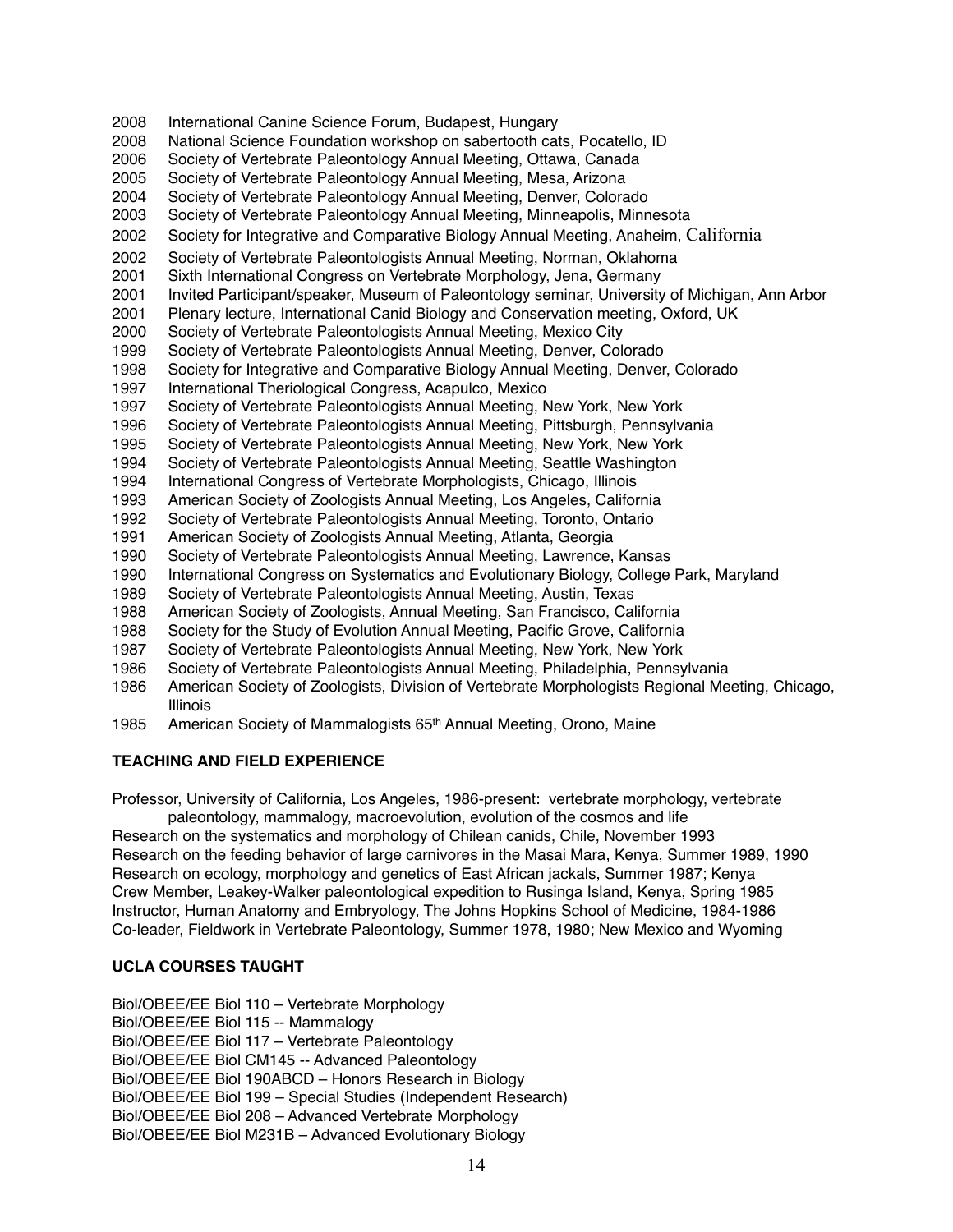2008 International Canine Science Forum, Budapest, Hungary
2008 National Science Foundation workshop on sabertooth cats, Pocatello, ID
2006 Society of Vertebrate Paleontology Annual Meeting, Ottawa, Canada
2005 Society of Vertebrate Paleontology Annual Meeting, Mesa, Arizona
2004 Society of Vertebrate Paleontology Annual Meeting, Denver, Colorado
2003 Society of Vertebrate Paleontology Annual Meeting, Minneapolis, Minnesota
2002 Society for Integrative and Comparative Biology Annual Meeting, Anaheim, California
2002 Society of Vertebrate Paleontologists Annual Meeting, Norman, Oklahoma
2001 Sixth International Congress on Vertebrate Morphology, Jena, Germany
2001 Invited Participant/speaker, Museum of Paleontology seminar, University of Michigan, Ann Arbor
2001 Plenary lecture, International Canid Biology and Conservation meeting, Oxford, UK
2000 Society of Vertebrate Paleontologists Annual Meeting, Mexico City
1999 Society of Vertebrate Paleontologists Annual Meeting, Denver, Colorado
1998 Society for Integrative and Comparative Biology Annual Meeting, Denver, Colorado
1997 International Theriological Congress, Acapulco, Mexico
1997 Society of Vertebrate Paleontologists Annual Meeting, New York, New York
1996 Society of Vertebrate Paleontologists Annual Meeting, Pittsburgh, Pennsylvania
1995 Society of Vertebrate Paleontologists Annual Meeting, New York, New York
1994 Society of Vertebrate Paleontologists Annual Meeting, Seattle Washington
1994 International Congress of Vertebrate Morphologists, Chicago, Illinois
1993 American Society of Zoologists Annual Meeting, Los Angeles, California
1992 Society of Vertebrate Paleontologists Annual Meeting, Toronto, Ontario
1991 American Society of Zoologists Annual Meeting, Atlanta, Georgia
1990 Society of Vertebrate Paleontologists Annual Meeting, Lawrence, Kansas
1990 International Congress on Systematics and Evolutionary Biology, College Park, Maryland
1989 Society of Vertebrate Paleontologists Annual Meeting, Austin, Texas
1988 American Society of Zoologists, Annual Meeting, San Francisco, California
1988 Society for the Study of Evolution Annual Meeting, Pacific Grove, California
1987 Society of Vertebrate Paleontologists Annual Meeting, New York, New York
1986 Society of Vertebrate Paleontologists Annual Meeting, Philadelphia, Pennsylvania
1986 American Society of Zoologists, Division of Vertebrate Morphologists Regional Meeting, Chicago, Illinois
1985 American Society of Mammalogists 65th Annual Meeting, Orono, Maine

**TEACHING AND FIELD EXPERIENCE**

Professor, University of California, Los Angeles, 1986-present: vertebrate morphology, vertebrate paleontology, mammalogy, macroevolution, evolution of the cosmos and life
Research on the systematics and morphology of Chilean canids, Chile, November 1993
Research on the feeding behavior of large carnivores in the Masai Mara, Kenya, Summer 1989, 1990
Research on ecology, morphology and genetics of East African jackals, Summer 1987; Kenya
Crew Member, Leakey-Walker paleontological expedition to Rusinga Island, Kenya, Spring 1985
Instructor, Human Anatomy and Embryology, The Johns Hopkins School of Medicine, 1984-1986
Co-leader, Fieldwork in Vertebrate Paleontology, Summer 1978, 1980; New Mexico and Wyoming

**UCLA COURSES TAUGHT**

Biol/OBEE/EE Biol 110 – Vertebrate Morphology
Biol/OBEE/EE Biol 115 -- Mammalogy
Biol/OBEE/EE Biol 117 – Vertebrate Paleontology
Biol/OBEE/EE Biol CM145 -- Advanced Paleontology
Biol/OBEE/EE Biol 190ABCD – Honors Research in Biology
Biol/OBEE/EE Biol 199 – Special Studies (Independent Research)
Biol/OBEE/EE Biol 208 – Advanced Vertebrate Morphology
Biol/OBEE/EE Biol M231B – Advanced Evolutionary Biology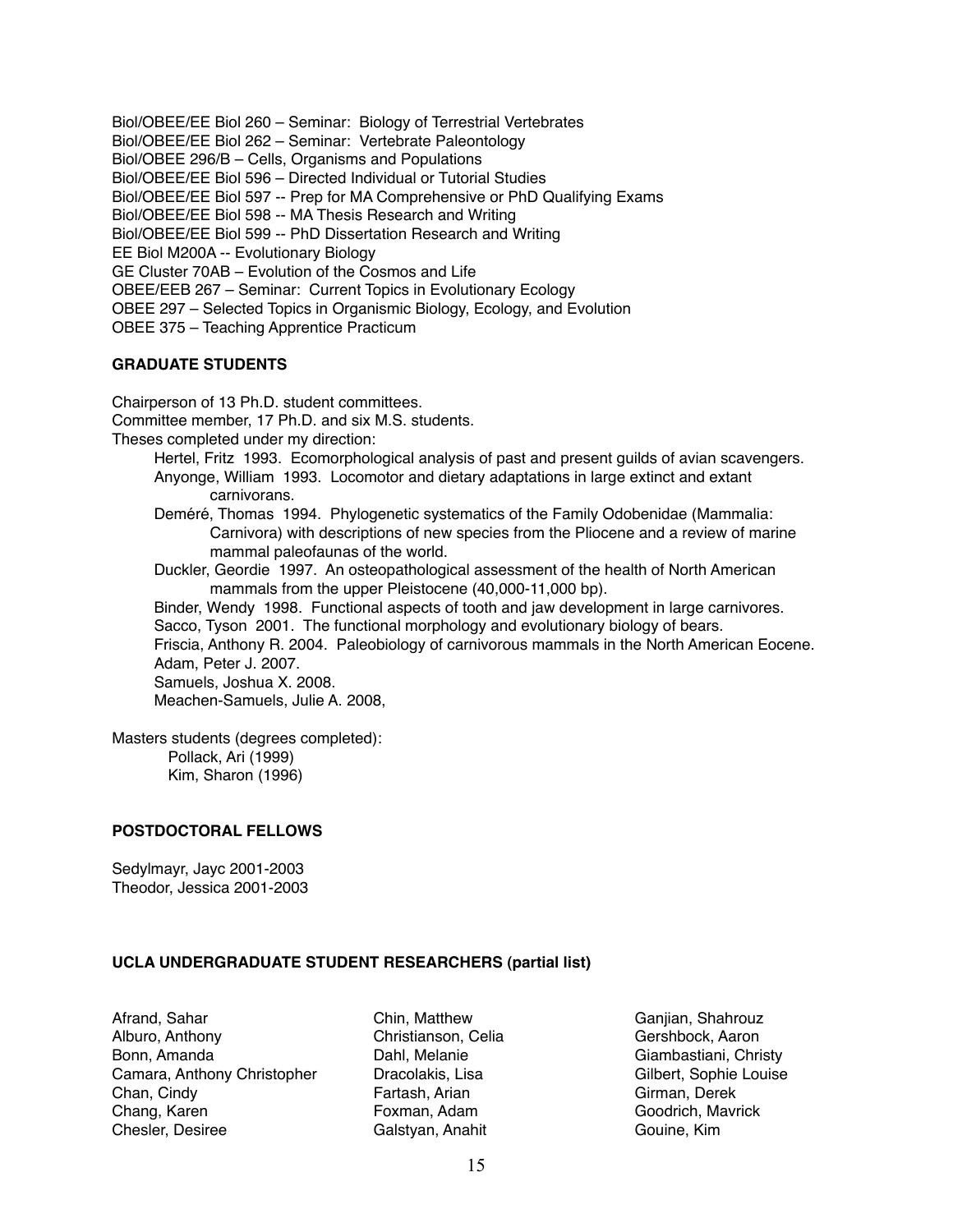Biol/OBEE/EE Biol 260 – Seminar: Biology of Terrestrial Vertebrates
Biol/OBEE/EE Biol 262 – Seminar: Vertebrate Paleontology
Biol/OBEE 296/B – Cells, Organisms and Populations
Biol/OBEE/EE Biol 596 – Directed Individual or Tutorial Studies
Biol/OBEE/EE Biol 597 -- Prep for MA Comprehensive or PhD Qualifying Exams
Biol/OBEE/EE Biol 598 -- MA Thesis Research and Writing
Biol/OBEE/EE Biol 599 -- PhD Dissertation Research and Writing
EE Biol M200A -- Evolutionary Biology
GE Cluster 70AB – Evolution of the Cosmos and Life
OBEE/EEB 267 – Seminar: Current Topics in Evolutionary Ecology
OBEE 297 – Selected Topics in Organismic Biology, Ecology, and Evolution
OBEE 375 – Teaching Apprentice Practicum

**GRADUATE STUDENTS**

Chairperson of 13 Ph.D. student committees.
Committee member, 17 Ph.D. and six M.S. students.
Theses completed under my direction:

- Hertel, Fritz 1993. Ecomorphological analysis of past and present guilds of avian scavengers.
- Anyonge, William 1993. Locomotor and dietary adaptations in large extinct and extant carnivorans.
- Deméré, Thomas 1994. Phylogenetic systematics of the Family Odobenidae (Mammalia: Carnivora) with descriptions of new species from the Pliocene and a review of marine mammal paleofaunas of the world.
- Duckler, Geordie 1997. An osteopathological assessment of the health of North American mammals from the upper Pleistocene (40,000-11,000 bp).
- Binder, Wendy 1998. Functional aspects of tooth and jaw development in large carnivores.
- Sacco, Tyson 2001. The functional morphology and evolutionary biology of bears.
- Friscia, Anthony R. 2004. Paleobiology of carnivorous mammals in the North American Eocene.
- Adam, Peter J. 2007.
- Samuels, Joshua X. 2008.
- Meachen-Samuels, Julie A. 2008,

Masters students (degrees completed):

- Pollack, Ari (1999)
- Kim, Sharon (1996)

**POSTDOCTORAL FELLOWS**

Sedylmayr, Jayc 2001-2003
Theodor, Jessica 2001-2003

**UCLA UNDERGRADUATE STUDENT RESEARCHERS (partial list)**

Afrand, Sahar
Alburo, Anthony
Bonn, Amanda
Camara, Anthony Christopher
Chan, Cindy
Chang, Karen
Chesler, Desiree
Chin, Matthew
Christianson, Celia
Dahl, Melanie
Dracolakis, Lisa
Fartash, Arian
Foxman, Adam
Galstyan, Anahit
Ganjian, Shahrouz
Gershbock, Aaron
Giambastiani, Christy
Gilbert, Sophie Louise
Girman, Derek
Goodrich, Mavrick
Gouine, Kim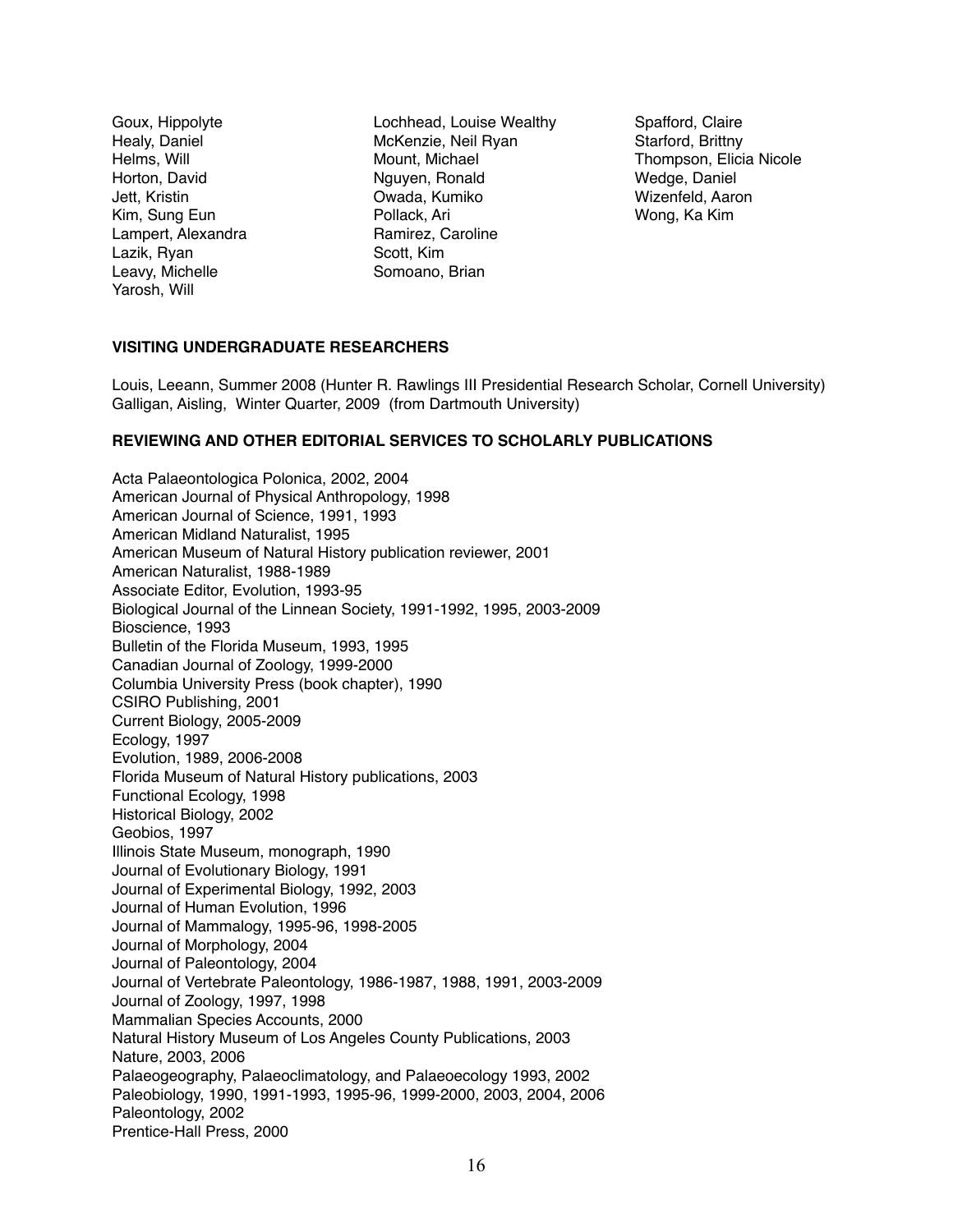Goux, Hippolyte
Healy, Daniel
Helms, Will
Horton, David
Jett, Kristin
Kim, Sung Eun
Lampert, Alexandra
Lazik, Ryan
Leavy, Michelle
Yarosh, Will
Lochhead, Louise Wealthy
McKenzie, Neil Ryan
Mount, Michael
Nguyen, Ronald
Owada, Kumiko
Pollack, Ari
Ramirez, Caroline
Scott, Kim
Somoano, Brian
Spafford, Claire
Starford, Brittny
Thompson, Elicia Nicole
Wedge, Daniel
Wizenfeld, Aaron
Wong, Ka Kim

**VISITING UNDERGRADUATE RESEARCHERS**

Louis, Leeann, Summer 2008 (Hunter R. Rawlings III Presidential Research Scholar, Cornell University)
Galligan, Aisling, Winter Quarter, 2009 (from Dartmouth University)

**REVIEWING AND OTHER EDITORIAL SERVICES TO SCHOLARLY PUBLICATIONS**

Acta Palaeontologica Polonica, 2002, 2004
American Journal of Physical Anthropology, 1998
American Journal of Science, 1991, 1993
American Midland Naturalist, 1995
American Museum of Natural History publication reviewer, 2001
American Naturalist, 1988-1989
Associate Editor, Evolution, 1993-95
Biological Journal of the Linnean Society, 1991-1992, 1995, 2003-2009
Bioscience, 1993
Bulletin of the Florida Museum, 1993, 1995
Canadian Journal of Zoology, 1999-2000
Columbia University Press (book chapter), 1990
CSIRO Publishing, 2001
Current Biology, 2005-2009
Ecology, 1997
Evolution, 1989, 2006-2008
Florida Museum of Natural History publications, 2003
Functional Ecology, 1998
Historical Biology, 2002
Geobios, 1997
Illinois State Museum, monograph, 1990
Journal of Evolutionary Biology, 1991
Journal of Experimental Biology, 1992, 2003
Journal of Human Evolution, 1996
Journal of Mammalogy, 1995-96, 1998-2005
Journal of Morphology, 2004
Journal of Paleontology, 2004
Journal of Vertebrate Paleontology, 1986-1987, 1988, 1991, 2003-2009
Journal of Zoology, 1997, 1998
Mammalian Species Accounts, 2000
Natural History Museum of Los Angeles County Publications, 2003
Nature, 2003, 2006
Palaeogeography, Palaeoclimatology, and Palaeoecology 1993, 2002
Paleobiology, 1990, 1991-1993, 1995-96, 1999-2000, 2003, 2004, 2006
Paleontology, 2002
Prentice-Hall Press, 2000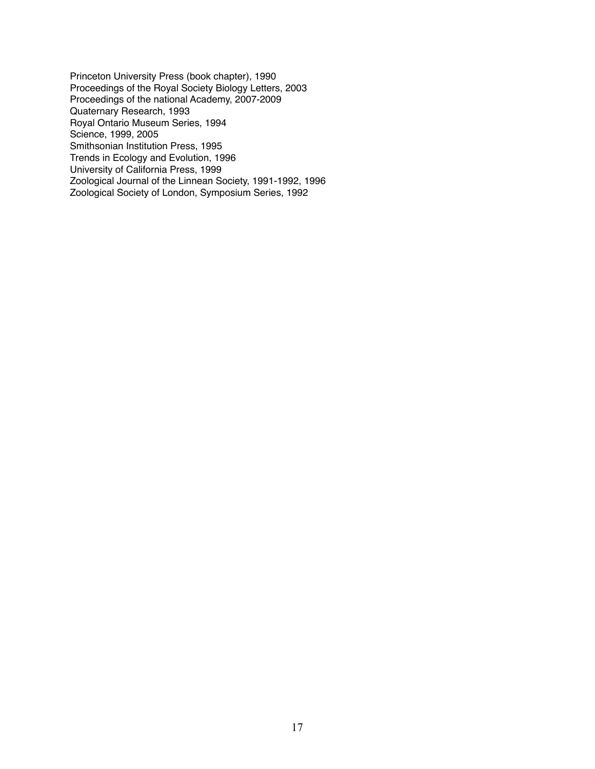Princeton University Press (book chapter), 1990
Proceedings of the Royal Society Biology Letters, 2003
Proceedings of the national Academy, 2007-2009
Quaternary Research, 1993
Royal Ontario Museum Series, 1994
Science, 1999, 2005
Smithsonian Institution Press, 1995
Trends in Ecology and Evolution, 1996
University of California Press, 1999
Zoological Journal of the Linnean Society, 1991-1992, 1996
Zoological Society of London, Symposium Series, 1992